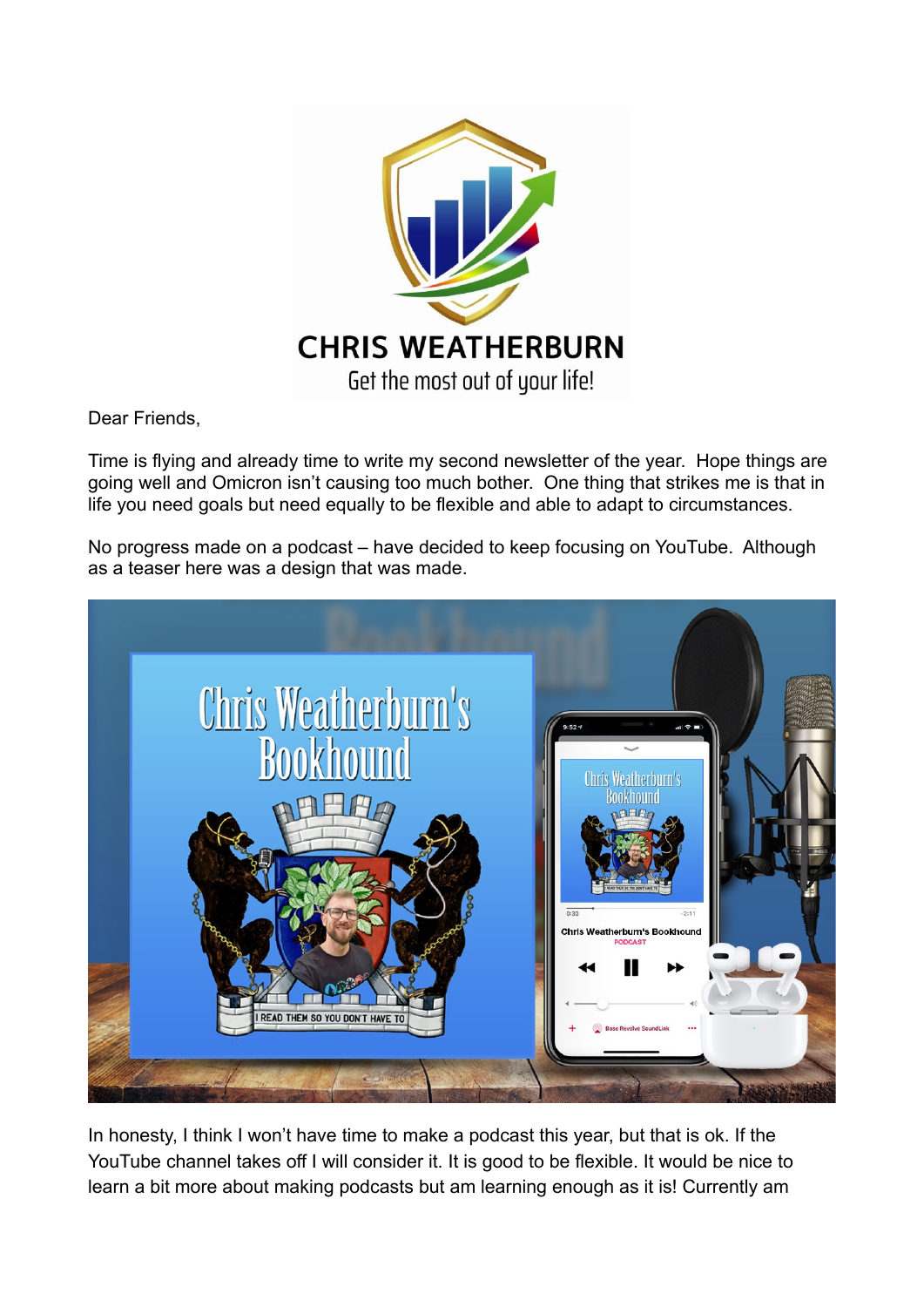CHRIS WEATHERBURN

Get the most out of your life!

Dear Friends,

Time is flying and already time to write my second newsletter of the year. Hope things are going well and Omicron isn't causing too much bother. One thing that strikes me is that in life you need goals but need equally to be flexible and able to adapt to circumstances.

No progress made on a podcast – have decided to keep focusing on YouTube. Although as a teaser here was a design that was made.

In honesty, I think I won't have time to make a podcast this year, but that is ok. If the YouTube channel takes off I will consider it. It is good to be flexible. It would be nice to learn a bit more about making podcasts but am learning enough as it is! Currently am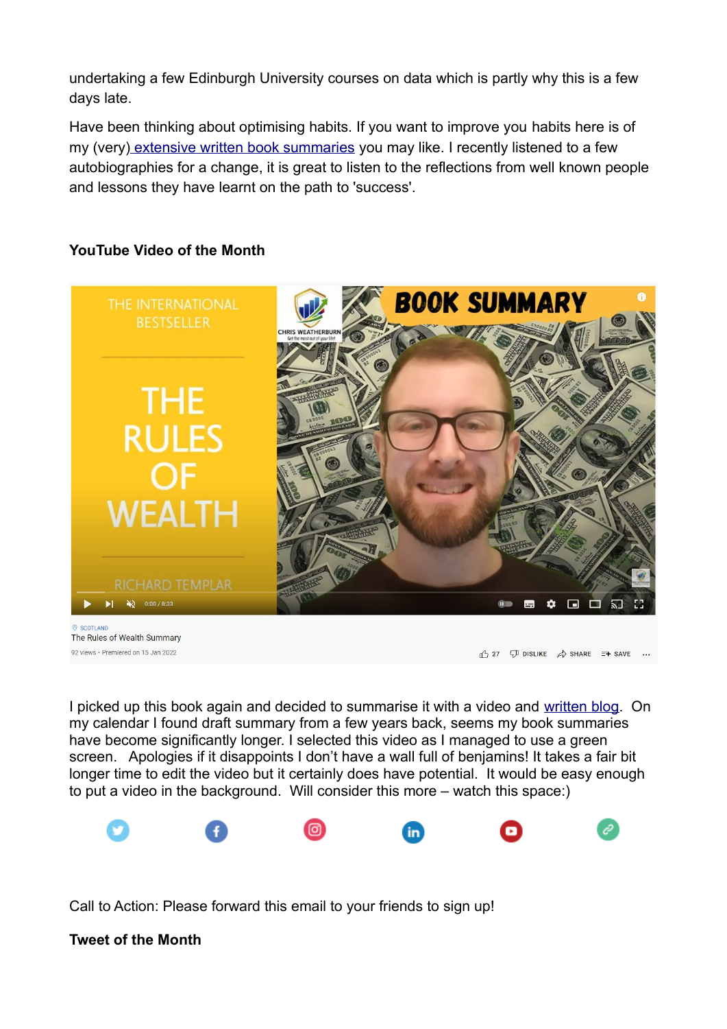undertaking a few Edinburgh University courses on data which is partly why this is a few days late.

Have been thinking about optimising habits. If you want to improve you habits here is of my (very) extensive written book summaries you may like. I recently listened to a few autobiographies for a change, it is great to listen to the reflections from well known people and lessons they have learnt on the path to 'success'.

**YouTube Video of the Month**

I picked up this book again and decided to summarise it with a video and written blog. On my calendar I found draft summary from a few years back, seems my book summaries have become significantly longer. I selected this video as I managed to use a green screen. Apologies if it disappoints I don't have a wall full of benjamins! It takes a fair bit longer time to edit the video but it certainly does have potential. It would be easy enough to put a video in the background. Will consider this more – watch this space:)

Call to Action: Please forward this email to your friends to sign up!

**Tweet of the Month**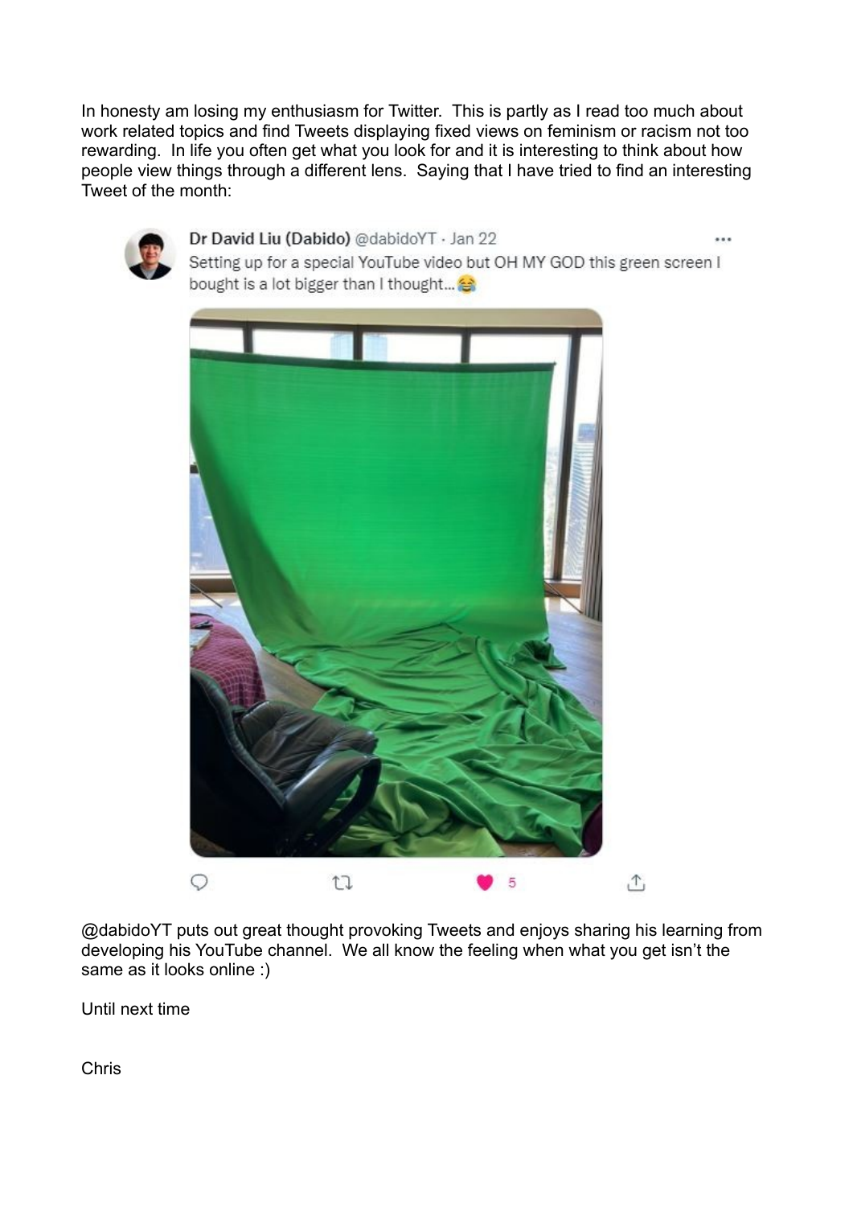In honesty am losing my enthusiasm for Twitter. This is partly as I read too much about work related topics and find Tweets displaying fixed views on feminism or racism not too rewarding. In life you often get what you look for and it is interesting to think about how people view things through a different lens. Saying that I have tried to find an interesting Tweet of the month:

**Dr David Liu (Dabido)** @dabidoYT · Jan 22

Setting up for a special YouTube video but OH MY GOD this green screen I bought is a lot bigger than I thought... 😂

5

@dabidoYT puts out great thought provoking Tweets and enjoys sharing his learning from developing his YouTube channel. We all know the feeling when what you get isn't the same as it looks online :)

Until next time

Chris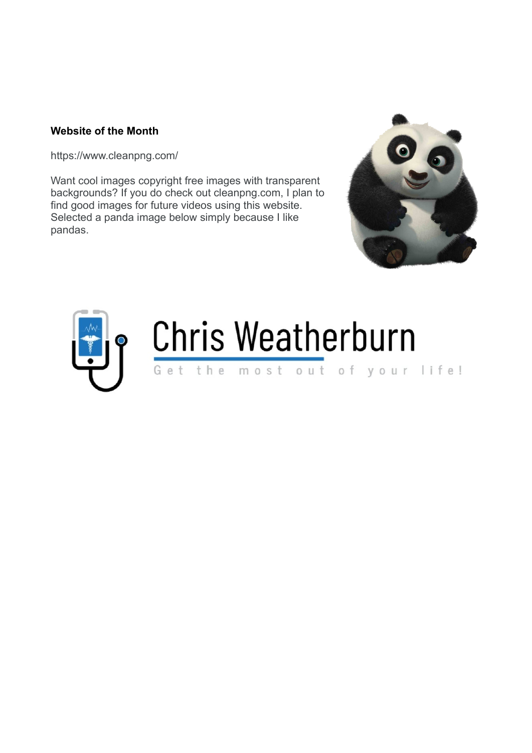**Website of the Month**

https://www.cleanpng.com/

Want cool images copyright free images with transparent backgrounds? If you do check out cleanpng.com, I plan to find good images for future videos using this website. Selected a panda image below simply because I like pandas.

Chris Weatherburn

Get the most out of your life!